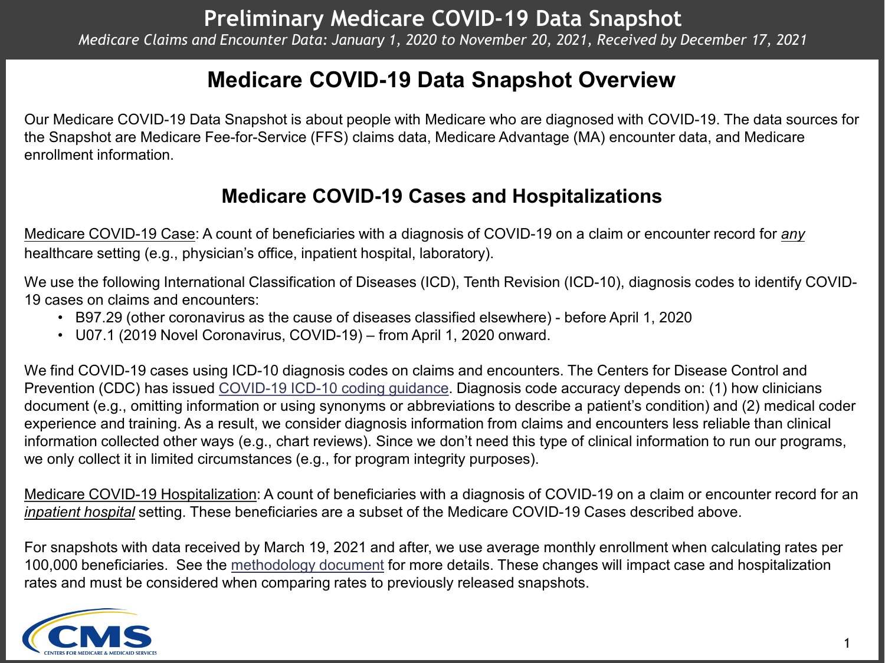# Preliminary Medicare COVID-19 Data Snapshot

*Medicare Claims and Encounter Data: January 1, 2020 to November 20, 2021, Received by December 17, 2021*

## Medicare COVID-19 Data Snapshot Overview

Our Medicare COVID-19 Data Snapshot is about people with Medicare who are diagnosed with COVID-19. The data sources for the Snapshot are Medicare Fee-for-Service (FFS) claims data, Medicare Advantage (MA) encounter data, and Medicare enrollment information.

## Medicare COVID-19 Cases and Hospitalizations

Medicare COVID-19 Case: A count of beneficiaries with a diagnosis of COVID-19 on a claim or encounter record for *any* healthcare setting (e.g., physician's office, inpatient hospital, laboratory).

We use the following International Classification of Diseases (ICD), Tenth Revision (ICD-10), diagnosis codes to identify COVID-19 cases on claims and encounters:

- B97.29 (other coronavirus as the cause of diseases classified elsewhere) - before April 1, 2020
- U07.1 (2019 Novel Coronavirus, COVID-19) – from April 1, 2020 onward.

We find COVID-19 cases using ICD-10 diagnosis codes on claims and encounters. The Centers for Disease Control and Prevention (CDC) has issued COVID-19 ICD-10 coding guidance. Diagnosis code accuracy depends on: (1) how clinicians document (e.g., omitting information or using synonyms or abbreviations to describe a patient's condition) and (2) medical coder experience and training. As a result, we consider diagnosis information from claims and encounters less reliable than clinical information collected other ways (e.g., chart reviews). Since we don't need this type of clinical information to run our programs, we only collect it in limited circumstances (e.g., for program integrity purposes).

Medicare COVID-19 Hospitalization: A count of beneficiaries with a diagnosis of COVID-19 on a claim or encounter record for an *inpatient hospital* setting. These beneficiaries are a subset of the Medicare COVID-19 Cases described above.

For snapshots with data received by March 19, 2021 and after, we use average monthly enrollment when calculating rates per 100,000 beneficiaries. See the methodology document for more details. These changes will impact case and hospitalization rates and must be considered when comparing rates to previously released snapshots.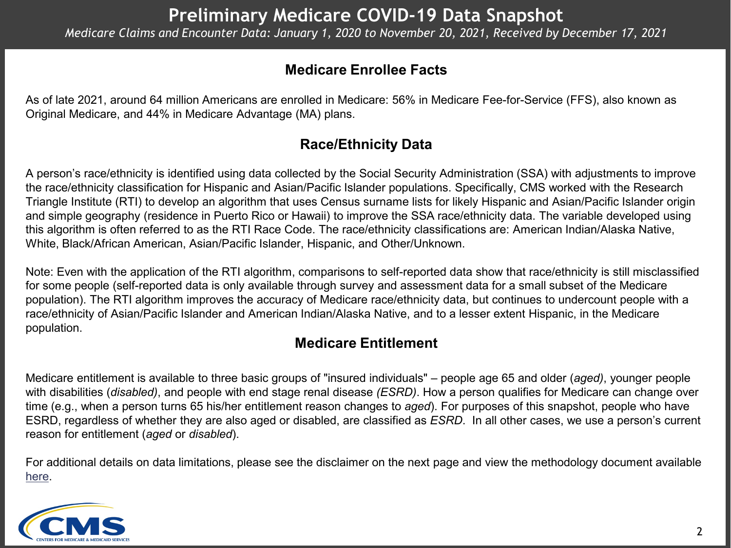# Preliminary Medicare COVID-19 Data Snapshot

*Medicare Claims and Encounter Data: January 1, 2020 to November 20, 2021, Received by December 17, 2021*

## Medicare Enrollee Facts

As of late 2021, around 64 million Americans are enrolled in Medicare: 56% in Medicare Fee-for-Service (FFS), also known as Original Medicare, and 44% in Medicare Advantage (MA) plans.

## Race/Ethnicity Data

A person's race/ethnicity is identified using data collected by the Social Security Administration (SSA) with adjustments to improve the race/ethnicity classification for Hispanic and Asian/Pacific Islander populations. Specifically, CMS worked with the Research Triangle Institute (RTI) to develop an algorithm that uses Census surname lists for likely Hispanic and Asian/Pacific Islander origin and simple geography (residence in Puerto Rico or Hawaii) to improve the SSA race/ethnicity data. The variable developed using this algorithm is often referred to as the RTI Race Code. The race/ethnicity classifications are: American Indian/Alaska Native, White, Black/African American, Asian/Pacific Islander, Hispanic, and Other/Unknown.

Note: Even with the application of the RTI algorithm, comparisons to self-reported data show that race/ethnicity is still misclassified for some people (self-reported data is only available through survey and assessment data for a small subset of the Medicare population). The RTI algorithm improves the accuracy of Medicare race/ethnicity data, but continues to undercount people with a race/ethnicity of Asian/Pacific Islander and American Indian/Alaska Native, and to a lesser extent Hispanic, in the Medicare population.

## Medicare Entitlement

Medicare entitlement is available to three basic groups of "insured individuals" – people age 65 and older (*aged)*, younger people with disabilities (*disabled)*, and people with end stage renal disease *(ESRD)*. How a person qualifies for Medicare can change over time (e.g., when a person turns 65 his/her entitlement reason changes to *aged*). For purposes of this snapshot, people who have ESRD, regardless of whether they are also aged or disabled, are classified as *ESRD*. In all other cases, we use a person's current reason for entitlement (*aged* or *disabled*).

For additional details on data limitations, please see the disclaimer on the next page and view the methodology document available here.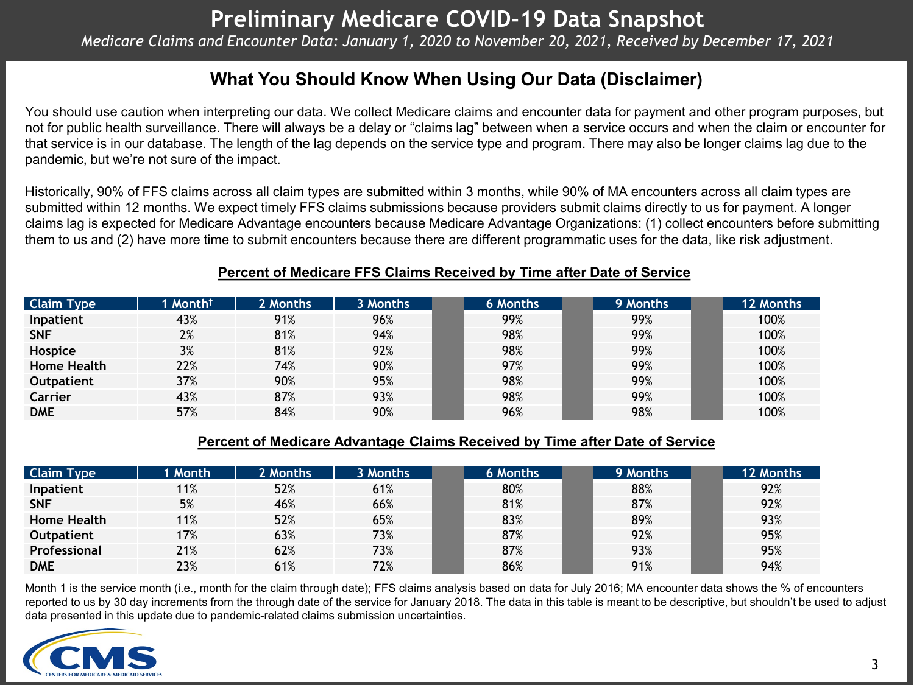# Preliminary Medicare COVID-19 Data Snapshot

*Medicare Claims and Encounter Data: January 1, 2020 to November 20, 2021, Received by December 17, 2021*

## What You Should Know When Using Our Data (Disclaimer)

You should use caution when interpreting our data. We collect Medicare claims and encounter data for payment and other program purposes, but not for public health surveillance. There will always be a delay or "claims lag" between when a service occurs and when the claim or encounter for that service is in our database. The length of the lag depends on the service type and program. There may also be longer claims lag due to the pandemic, but we're not sure of the impact.

Historically, 90% of FFS claims across all claim types are submitted within 3 months, while 90% of MA encounters across all claim types are submitted within 12 months. We expect timely FFS claims submissions because providers submit claims directly to us for payment. A longer claims lag is expected for Medicare Advantage encounters because Medicare Advantage Organizations: (1) collect encounters before submitting them to us and (2) have more time to submit encounters because there are different programmatic uses for the data, like risk adjustment.

### Percent of Medicare FFS Claims Received by Time after Date of Service

| Claim Type | 1 Month† | 2 Months | 3 Months | 6 Months | 9 Months | 12 Months |
|---|---|---|---|---|---|---|
| Inpatient | 43% | 91% | 96% | 99% | 99% | 100% |
| SNF | 2% | 81% | 94% | 98% | 99% | 100% |
| Hospice | 3% | 81% | 92% | 98% | 99% | 100% |
| Home Health | 22% | 74% | 90% | 97% | 99% | 100% |
| Outpatient | 37% | 90% | 95% | 98% | 99% | 100% |
| Carrier | 43% | 87% | 93% | 98% | 99% | 100% |
| DME | 57% | 84% | 90% | 96% | 98% | 100% |

### Percent of Medicare Advantage Claims Received by Time after Date of Service

| Claim Type | 1 Month | 2 Months | 3 Months | 6 Months | 9 Months | 12 Months |
|---|---|---|---|---|---|---|
| Inpatient | 11% | 52% | 61% | 80% | 88% | 92% |
| SNF | 5% | 46% | 66% | 81% | 87% | 92% |
| Home Health | 11% | 52% | 65% | 83% | 89% | 93% |
| Outpatient | 17% | 63% | 73% | 87% | 92% | 95% |
| Professional | 21% | 62% | 73% | 87% | 93% | 95% |
| DME | 23% | 61% | 72% | 86% | 91% | 94% |

Month 1 is the service month (i.e., month for the claim through date); FFS claims analysis based on data for July 2016; MA encounter data shows the % of encounters reported to us by 30 day increments from the through date of the service for January 2018. The data in this table is meant to be descriptive, but shouldn't be used to adjust data presented in this update due to pandemic-related claims submission uncertainties.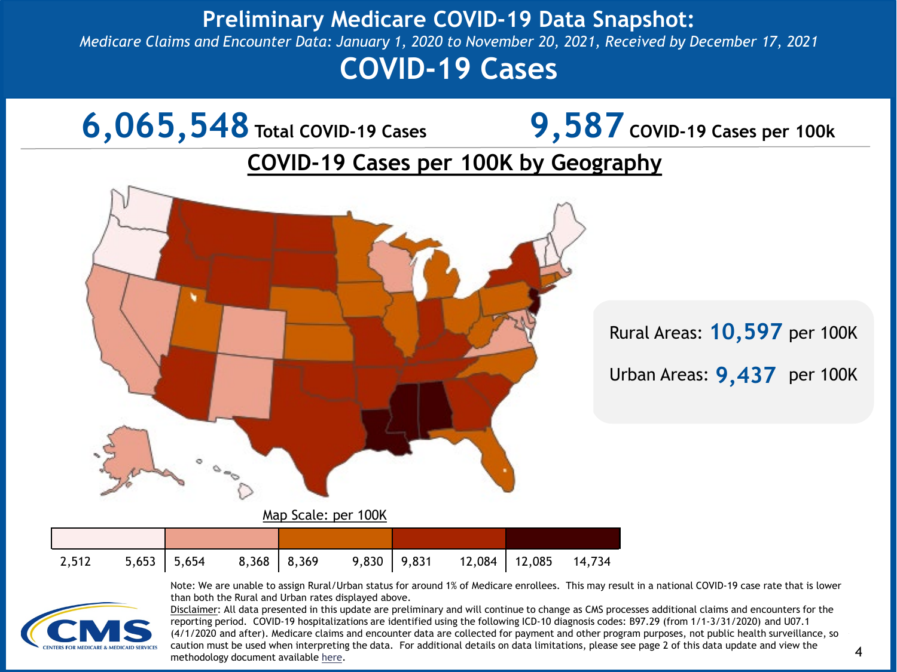# Preliminary Medicare COVID-19 Data Snapshot:

*Medicare Claims and Encounter Data: January 1, 2020 to November 20, 2021, Received by December 17, 2021*

# COVID-19 Cases

**6,065,548** Total COVID-19 Cases

**9,587** COVID-19 Cases per 100k

## COVID-19 Cases per 100K by Geography

Rural Areas: **10,597** per 100K

Urban Areas: **9,437** per 100K

Map Scale: per 100K

| 2,512 – 5,653 | 5,654 – 8,368 | 8,369 – 9,830 | 9,831 – 12,084 | 12,085 – 14,734 |
|---|---|---|---|---|

Note: We are unable to assign Rural/Urban status for around 1% of Medicare enrollees. This may result in a national COVID-19 case rate that is lower than both the Rural and Urban rates displayed above.

Disclaimer: All data presented in this update are preliminary and will continue to change as CMS processes additional claims and encounters for the reporting period. COVID-19 hospitalizations are identified using the following ICD-10 diagnosis codes: B97.29 (from 1/1-3/31/2020) and U07.1 (4/1/2020 and after). Medicare claims and encounter data are collected for payment and other program purposes, not public health surveillance, so caution must be used when interpreting the data. For additional details on data limitations, please see page 2 of this data update and view the methodology document available here.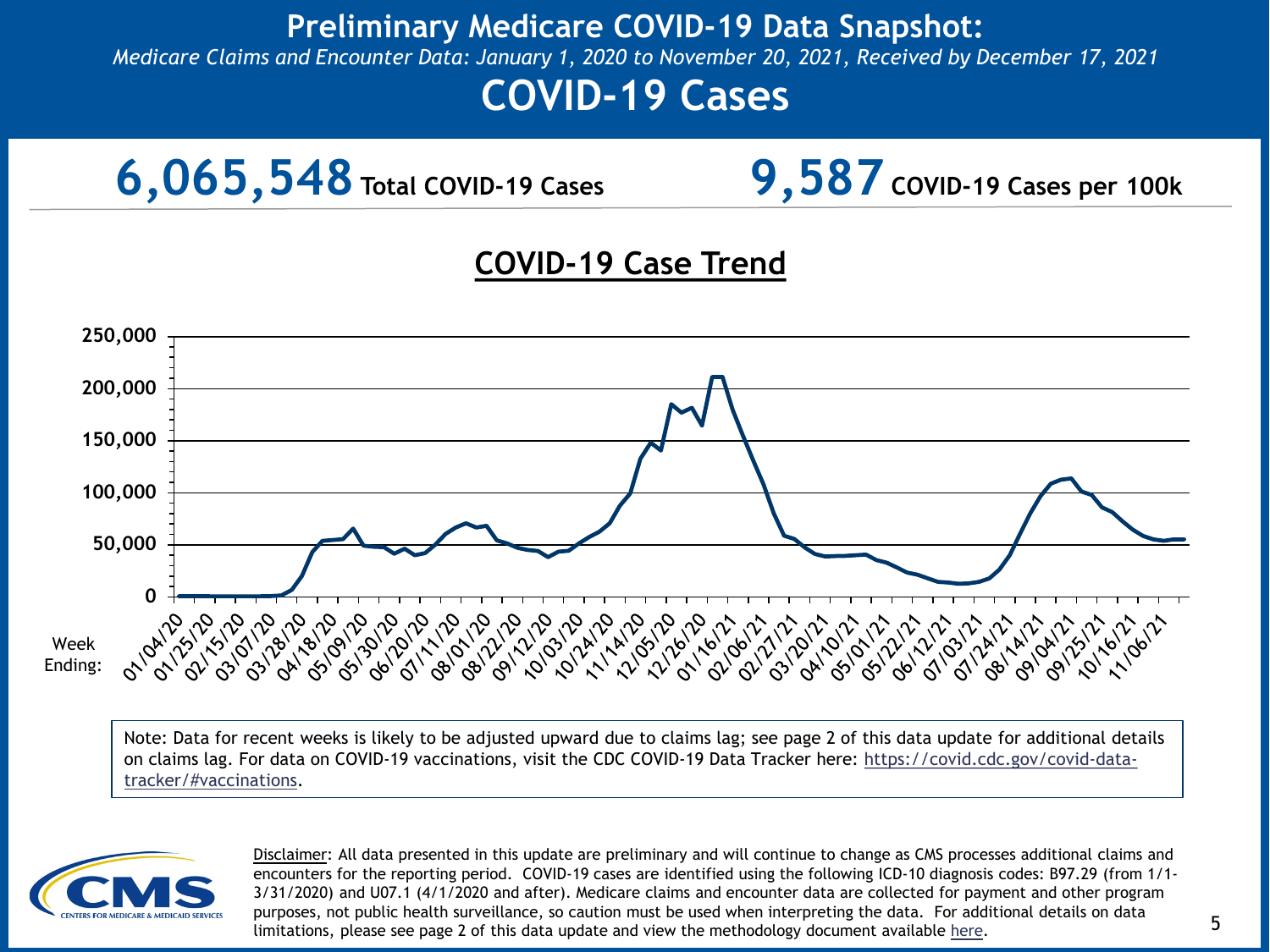# Preliminary Medicare COVID-19 Data Snapshot:

*Medicare Claims and Encounter Data: January 1, 2020 to November 20, 2021, Received by December 17, 2021*

# COVID-19 Cases

**6,065,548** **Total COVID-19 Cases**

**9,587** **COVID-19 Cases per 100k**

## COVID-19 Case Trend

Week Ending:

Note: Data for recent weeks is likely to be adjusted upward due to claims lag; see page 2 of this data update for additional details on claims lag. For data on COVID-19 vaccinations, visit the CDC COVID-19 Data Tracker here: https://covid.cdc.gov/covid-data-tracker/#vaccinations.

Disclaimer: All data presented in this update are preliminary and will continue to change as CMS processes additional claims and encounters for the reporting period. COVID-19 cases are identified using the following ICD-10 diagnosis codes: B97.29 (from 1/1-3/31/2020) and U07.1 (4/1/2020 and after). Medicare claims and encounter data are collected for payment and other program purposes, not public health surveillance, so caution must be used when interpreting the data. For additional details on data limitations, please see page 2 of this data update and view the methodology document available here.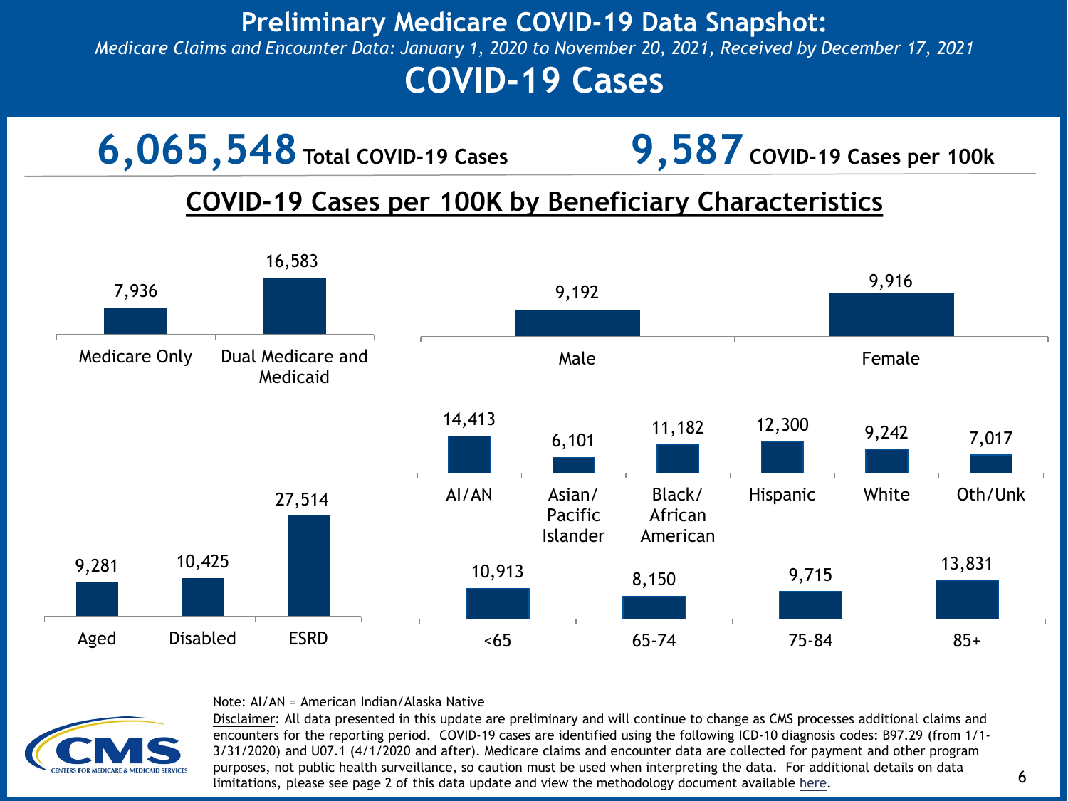# Preliminary Medicare COVID-19 Data Snapshot:

*Medicare Claims and Encounter Data: January 1, 2020 to November 20, 2021, Received by December 17, 2021*

# COVID-19 Cases

**6,065,548** Total COVID-19 Cases

**9,587** COVID-19 Cases per 100k

## COVID-19 Cases per 100K by Beneficiary Characteristics

| Medicare Only | Dual Medicare and Medicaid |
|---|---|
| 7,936 | 16,583 |

| Male | Female |
|---|---|
| 9,192 | 9,916 |

| AI/AN | Asian/ Pacific Islander | Black/ African American | Hispanic | White | Oth/Unk |
|---|---|---|---|---|---|
| 14,413 | 6,101 | 11,182 | 12,300 | 9,242 | 7,017 |

| Aged | Disabled | ESRD |
|---|---|---|
| 9,281 | 10,425 | 27,514 |

| <65 | 65-74 | 75-84 | 85+ |
|---|---|---|---|
| 10,913 | 8,150 | 9,715 | 13,831 |

Note: AI/AN = American Indian/Alaska Native

Disclaimer: All data presented in this update are preliminary and will continue to change as CMS processes additional claims and encounters for the reporting period. COVID-19 cases are identified using the following ICD-10 diagnosis codes: B97.29 (from 1/1-3/31/2020) and U07.1 (4/1/2020 and after). Medicare claims and encounter data are collected for payment and other program purposes, not public health surveillance, so caution must be used when interpreting the data. For additional details on data limitations, please see page 2 of this data update and view the methodology document available here.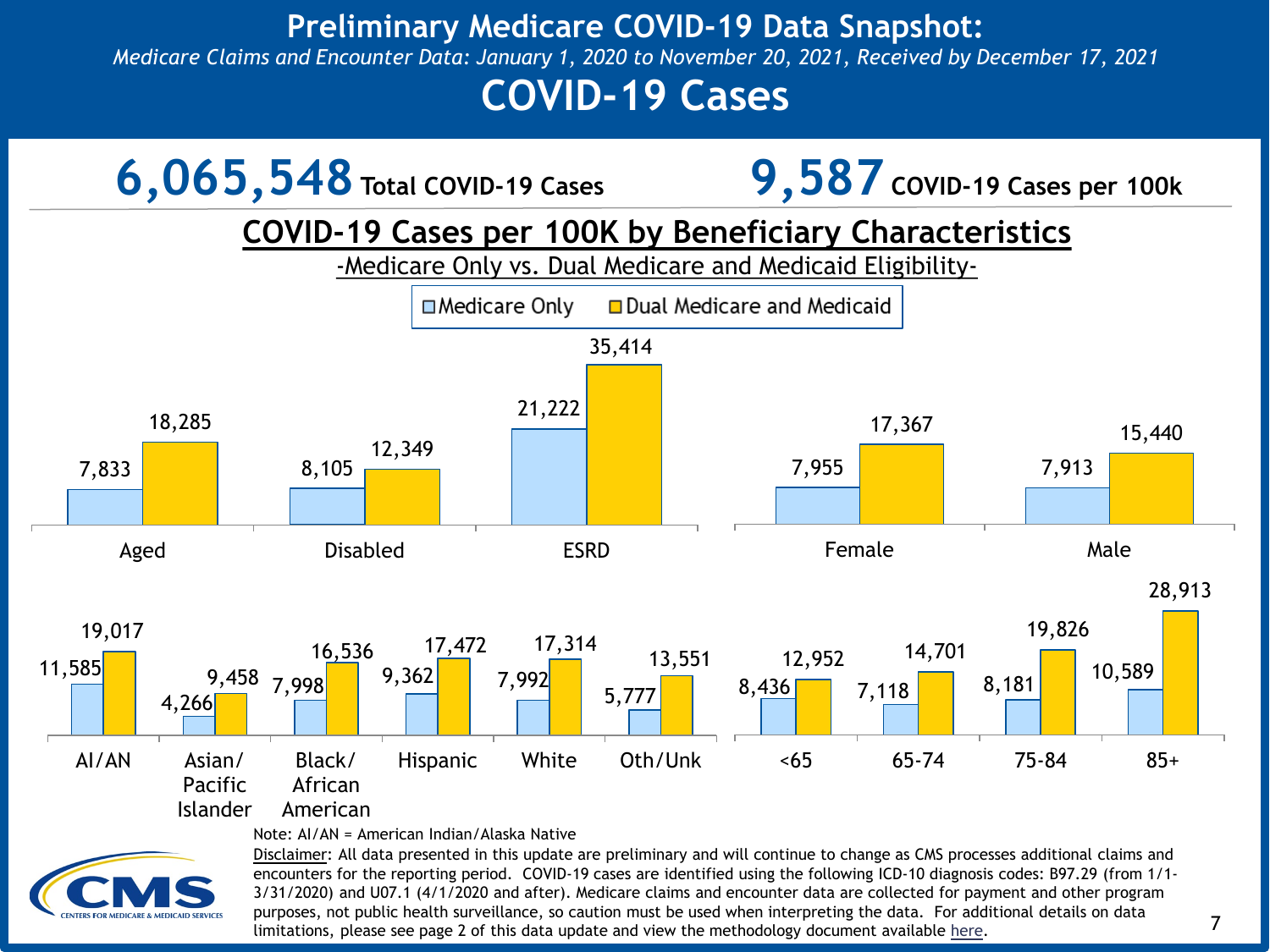# Preliminary Medicare COVID-19 Data Snapshot:

*Medicare Claims and Encounter Data: January 1, 2020 to November 20, 2021, Received by December 17, 2021*

# COVID-19 Cases

**6,065,548** Total COVID-19 Cases

**9,587** COVID-19 Cases per 100k

## COVID-19 Cases per 100K by Beneficiary Characteristics

-Medicare Only vs. Dual Medicare and Medicaid Eligibility-

| Characteristic | Medicare Only | Dual Medicare and Medicaid |
|---|---|---|
| Aged | 7,833 | 18,285 |
| Disabled | 8,105 | 12,349 |
| ESRD | 21,222 | 35,414 |
| Female | 7,955 | 17,367 |
| Male | 7,913 | 15,440 |
| AI/AN | 11,585 | 19,017 |
| Asian/ Pacific Islander | 4,266 | 9,458 |
| Black/ African American | 7,998 | 16,536 |
| Hispanic | 9,362 | 17,472 |
| White | 7,992 | 17,314 |
| Oth/Unk | 5,777 | 13,551 |
| <65 | 8,436 | 12,952 |
| 65-74 | 7,118 | 14,701 |
| 75-84 | 8,181 | 19,826 |
| 85+ | 10,589 | 28,913 |

Note: AI/AN = American Indian/Alaska Native

Disclaimer: All data presented in this update are preliminary and will continue to change as CMS processes additional claims and encounters for the reporting period. COVID-19 cases are identified using the following ICD-10 diagnosis codes: B97.29 (from 1/1-3/31/2020) and U07.1 (4/1/2020 and after). Medicare claims and encounter data are collected for payment and other program purposes, not public health surveillance, so caution must be used when interpreting the data. For additional details on data limitations, please see page 2 of this data update and view the methodology document available here.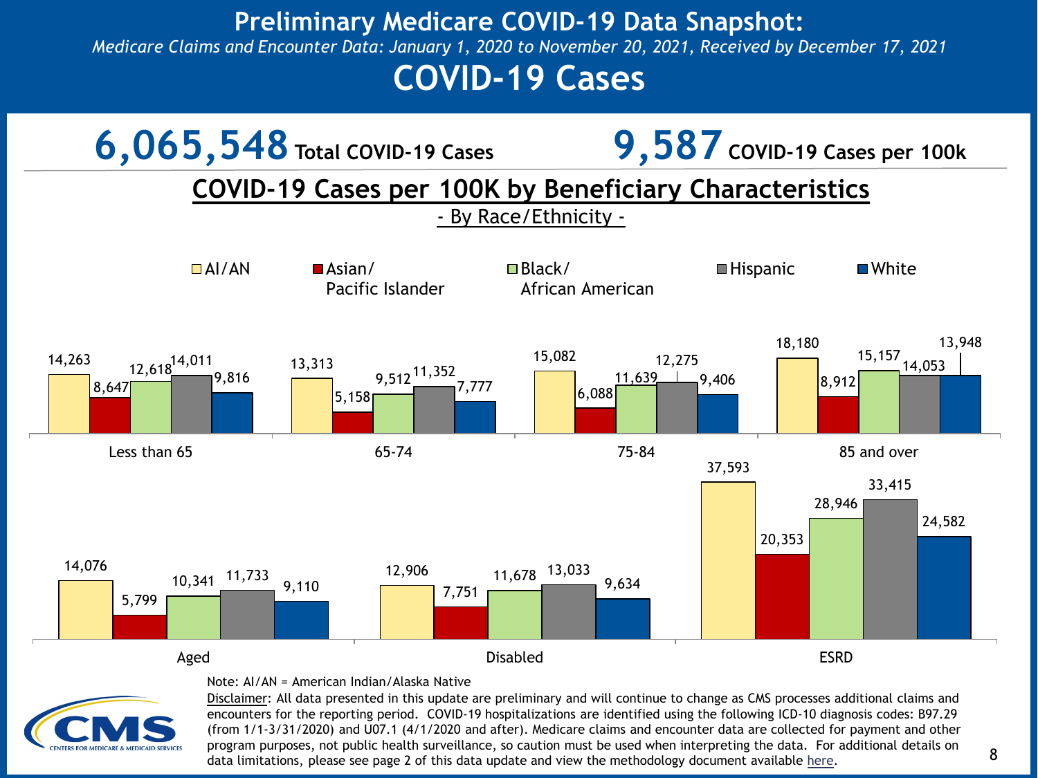# Preliminary Medicare COVID-19 Data Snapshot:

*Medicare Claims and Encounter Data: January 1, 2020 to November 20, 2021, Received by December 17, 2021*

# COVID-19 Cases

**6,065,548** Total COVID-19 Cases

**9,587** COVID-19 Cases per 100k

## COVID-19 Cases per 100K by Beneficiary Characteristics

- By Race/Ethnicity -

| | AI/AN | Asian/ Pacific Islander | Black/ African American | Hispanic | White |
|---|---|---|---|---|---|
| Less than 65 | 14,263 | 8,647 | 12,618 | 14,011 | 9,816 |
| 65-74 | 13,313 | 5,158 | 9,512 | 11,352 | 7,777 |
| 75-84 | 15,082 | 6,088 | 11,639 | 12,275 | 9,406 |
| 85 and over | 18,180 | 8,912 | 15,157 | 14,053 | 13,948 |
| Aged | 14,076 | 5,799 | 10,341 | 11,733 | 9,110 |
| Disabled | 12,906 | 7,751 | 11,678 | 13,033 | 9,634 |
| ESRD | 37,593 | 20,353 | 28,946 | 33,415 | 24,582 |

Note: AI/AN = American Indian/Alaska Native

Disclaimer: All data presented in this update are preliminary and will continue to change as CMS processes additional claims and encounters for the reporting period. COVID-19 hospitalizations are identified using the following ICD-10 diagnosis codes: B97.29 (from 1/1-3/31/2020) and U07.1 (4/1/2020 and after). Medicare claims and encounter data are collected for payment and other program purposes, not public health surveillance, so caution must be used when interpreting the data. For additional details on data limitations, please see page 2 of this data update and view the methodology document available here.

CMS CENTERS FOR MEDICARE & MEDICAID SERVICES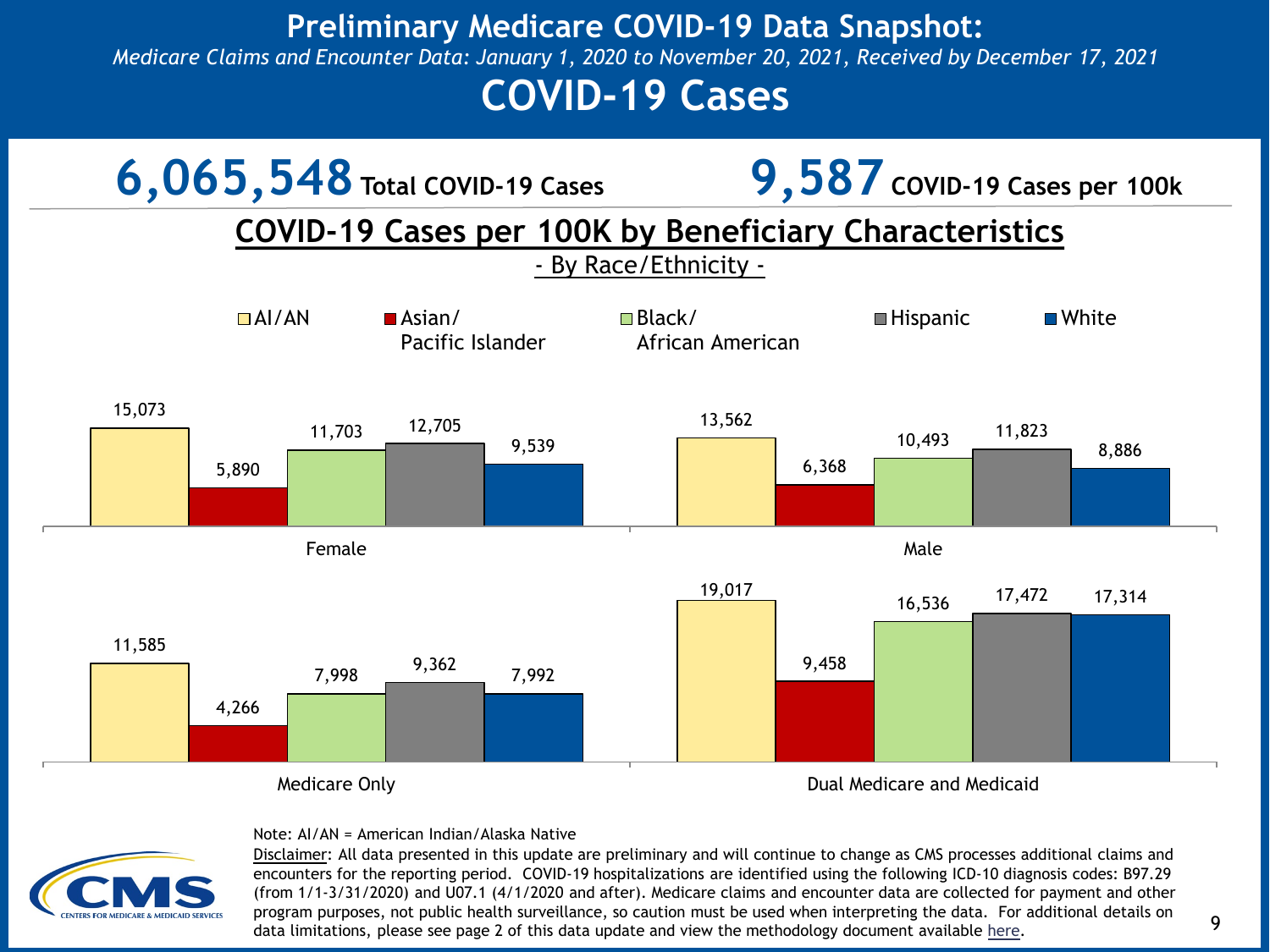# Preliminary Medicare COVID-19 Data Snapshot:

*Medicare Claims and Encounter Data: January 1, 2020 to November 20, 2021, Received by December 17, 2021*

# COVID-19 Cases

**6,065,548** Total COVID-19 Cases

**9,587** COVID-19 Cases per 100k

## COVID-19 Cases per 100K by Beneficiary Characteristics

### - By Race/Ethnicity -

| | AI/AN | Asian/ Pacific Islander | Black/ African American | Hispanic | White |
|---|---|---|---|---|---|
| Female | 15,073 | 5,890 | 11,703 | 12,705 | 9,539 |
| Male | 13,562 | 6,368 | 10,493 | 11,823 | 8,886 |
| Medicare Only | 11,585 | 4,266 | 7,998 | 9,362 | 7,992 |
| Dual Medicare and Medicaid | 19,017 | 9,458 | 16,536 | 17,472 | 17,314 |

Note: AI/AN = American Indian/Alaska Native

Disclaimer: All data presented in this update are preliminary and will continue to change as CMS processes additional claims and encounters for the reporting period. COVID-19 hospitalizations are identified using the following ICD-10 diagnosis codes: B97.29 (from 1/1-3/31/2020) and U07.1 (4/1/2020 and after). Medicare claims and encounter data are collected for payment and other program purposes, not public health surveillance, so caution must be used when interpreting the data. For additional details on data limitations, please see page 2 of this data update and view the methodology document available here.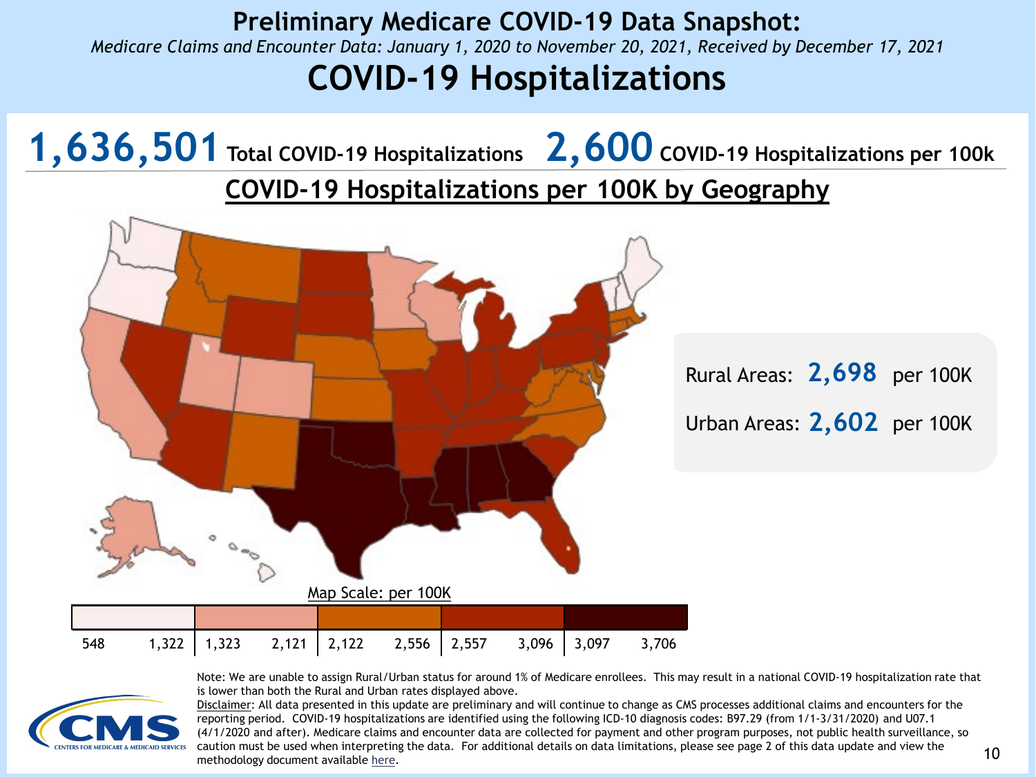# Preliminary Medicare COVID-19 Data Snapshot:

*Medicare Claims and Encounter Data: January 1, 2020 to November 20, 2021, Received by December 17, 2021*

# COVID-19 Hospitalizations

**1,636,501** Total COVID-19 Hospitalizations **2,600** COVID-19 Hospitalizations per 100k

## COVID-19 Hospitalizations per 100K by Geography

Rural Areas: **2,698** per 100K

Urban Areas: **2,602** per 100K

Map Scale: per 100K

| 548 – 1,322 | 1,323 – 2,121 | 2,122 – 2,556 | 2,557 – 3,096 | 3,097 – 3,706 |
|---|---|---|---|---|

Note: We are unable to assign Rural/Urban status for around 1% of Medicare enrollees. This may result in a national COVID-19 hospitalization rate that is lower than both the Rural and Urban rates displayed above.

Disclaimer: All data presented in this update are preliminary and will continue to change as CMS processes additional claims and encounters for the reporting period. COVID-19 hospitalizations are identified using the following ICD-10 diagnosis codes: B97.29 (from 1/1-3/31/2020) and U07.1 (4/1/2020 and after). Medicare claims and encounter data are collected for payment and other program purposes, not public health surveillance, so caution must be used when interpreting the data. For additional details on data limitations, please see page 2 of this data update and view the methodology document available here.

CMS — Centers for Medicare & Medicaid Services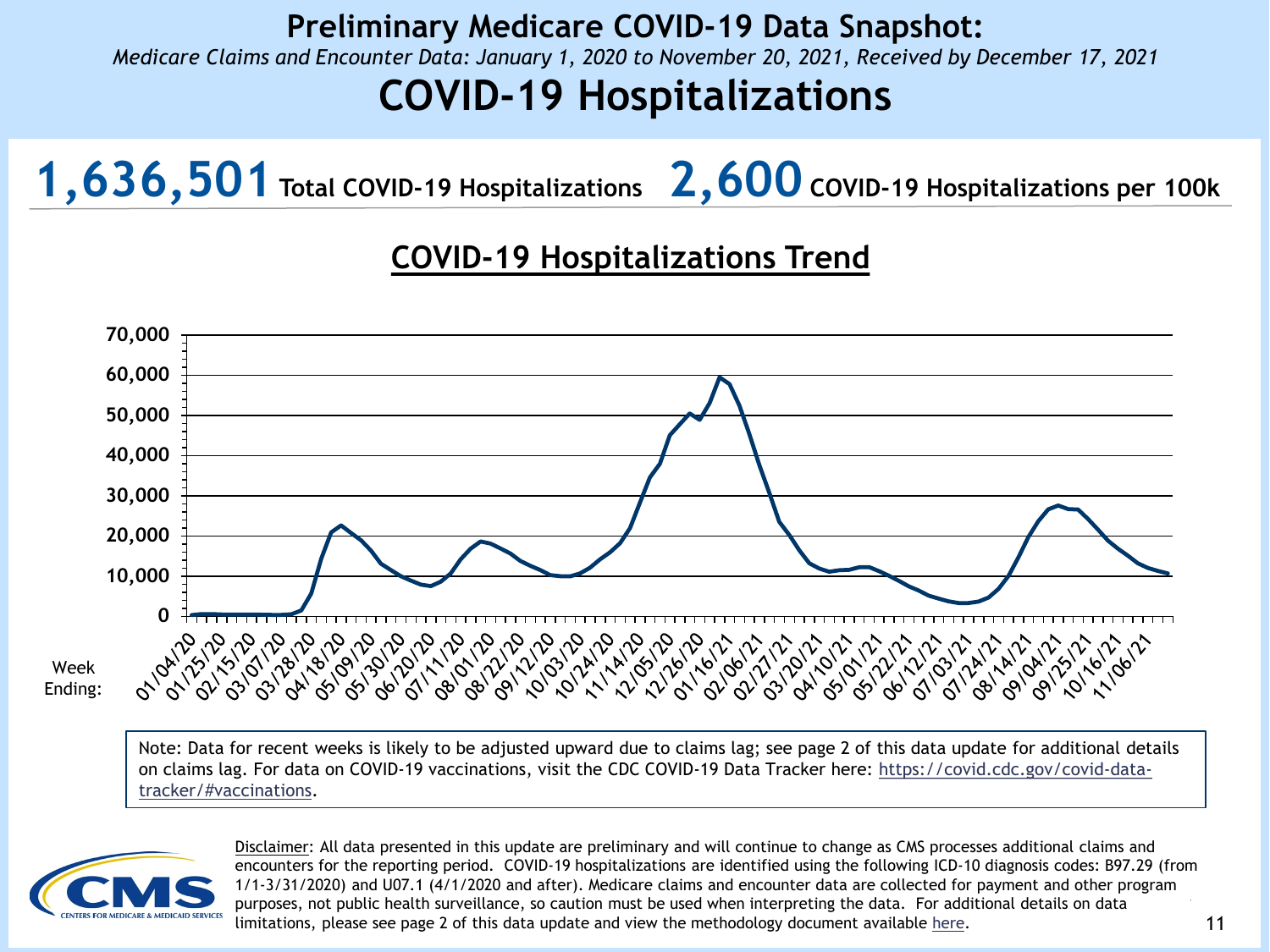# Preliminary Medicare COVID-19 Data Snapshot:

*Medicare Claims and Encounter Data: January 1, 2020 to November 20, 2021, Received by December 17, 2021*

# COVID-19 Hospitalizations

**1,636,501** Total COVID-19 Hospitalizations **2,600** COVID-19 Hospitalizations per 100k

## COVID-19 Hospitalizations Trend

Week Ending:

Note: Data for recent weeks is likely to be adjusted upward due to claims lag; see page 2 of this data update for additional details on claims lag. For data on COVID-19 vaccinations, visit the CDC COVID-19 Data Tracker here: https://covid.cdc.gov/covid-data-tracker/#vaccinations.

Disclaimer: All data presented in this update are preliminary and will continue to change as CMS processes additional claims and encounters for the reporting period. COVID-19 hospitalizations are identified using the following ICD-10 diagnosis codes: B97.29 (from 1/1-3/31/2020) and U07.1 (4/1/2020 and after). Medicare claims and encounter data are collected for payment and other program purposes, not public health surveillance, so caution must be used when interpreting the data. For additional details on data limitations, please see page 2 of this data update and view the methodology document available here.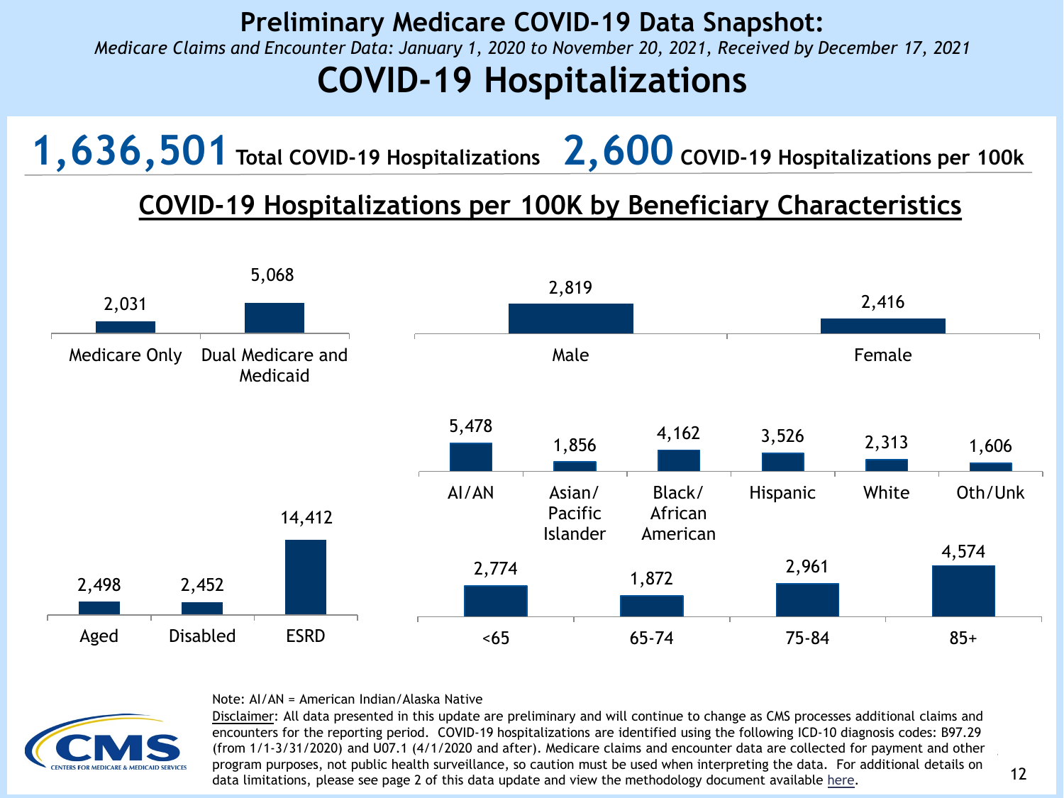# Preliminary Medicare COVID-19 Data Snapshot:

*Medicare Claims and Encounter Data: January 1, 2020 to November 20, 2021, Received by December 17, 2021*

# COVID-19 Hospitalizations

**1,636,501** Total COVID-19 Hospitalizations **2,600** COVID-19 Hospitalizations per 100k

## COVID-19 Hospitalizations per 100K by Beneficiary Characteristics

| Medicare Only | Dual Medicare and Medicaid |
|---|---|
| 2,031 | 5,068 |

| Male | Female |
|---|---|
| 2,819 | 2,416 |

| AI/AN | Asian/ Pacific Islander | Black/ African American | Hispanic | White | Oth/Unk |
|---|---|---|---|---|---|
| 5,478 | 1,856 | 4,162 | 3,526 | 2,313 | 1,606 |

| Aged | Disabled | ESRD |
|---|---|---|
| 2,498 | 2,452 | 14,412 |

| <65 | 65-74 | 75-84 | 85+ |
|---|---|---|---|
| 2,774 | 1,872 | 2,961 | 4,574 |

Note: AI/AN = American Indian/Alaska Native

Disclaimer: All data presented in this update are preliminary and will continue to change as CMS processes additional claims and encounters for the reporting period. COVID-19 hospitalizations are identified using the following ICD-10 diagnosis codes: B97.29 (from 1/1-3/31/2020) and U07.1 (4/1/2020 and after). Medicare claims and encounter data are collected for payment and other program purposes, not public health surveillance, so caution must be used when interpreting the data. For additional details on data limitations, please see page 2 of this data update and view the methodology document available here.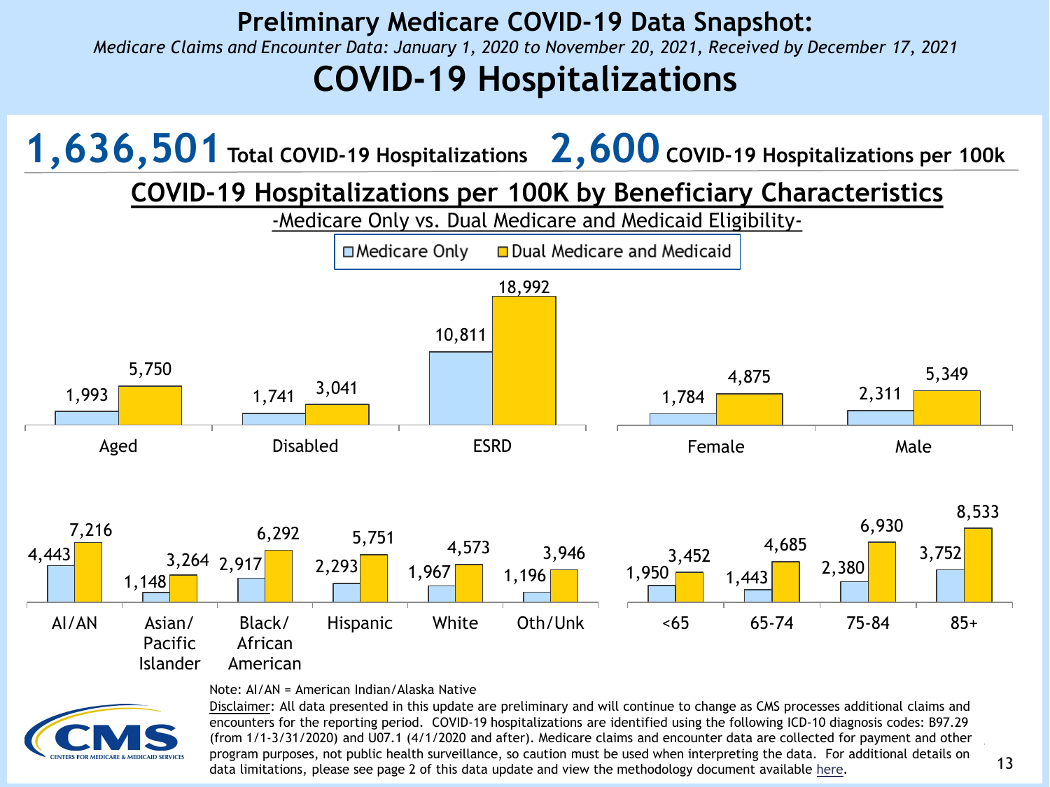# Preliminary Medicare COVID-19 Data Snapshot:

*Medicare Claims and Encounter Data: January 1, 2020 to November 20, 2021, Received by December 17, 2021*

# COVID-19 Hospitalizations

**1,636,501** Total COVID-19 Hospitalizations **2,600** COVID-19 Hospitalizations per 100k

## COVID-19 Hospitalizations per 100K by Beneficiary Characteristics

-Medicare Only vs. Dual Medicare and Medicaid Eligibility-

| Characteristic | Medicare Only | Dual Medicare and Medicaid |
|---|---|---|
| Aged | 1,993 | 5,750 |
| Disabled | 1,741 | 3,041 |
| ESRD | 10,811 | 18,992 |
| Female | 1,784 | 4,875 |
| Male | 2,311 | 5,349 |
| AI/AN | 4,443 | 7,216 |
| Asian/ Pacific Islander | 1,148 | 3,264 |
| Black/ African American | 2,917 | 6,292 |
| Hispanic | 2,293 | 5,751 |
| White | 1,967 | 4,573 |
| Oth/Unk | 1,196 | 3,946 |
| <65 | 1,950 | 3,452 |
| 65-74 | 1,443 | 4,685 |
| 75-84 | 2,380 | 6,930 |
| 85+ | 3,752 | 8,533 |

Note: AI/AN = American Indian/Alaska Native

Disclaimer: All data presented in this update are preliminary and will continue to change as CMS processes additional claims and encounters for the reporting period. COVID-19 hospitalizations are identified using the following ICD-10 diagnosis codes: B97.29 (from 1/1-3/31/2020) and U07.1 (4/1/2020 and after). Medicare claims and encounter data are collected for payment and other program purposes, not public health surveillance, so caution must be used when interpreting the data. For additional details on data limitations, please see page 2 of this data update and view the methodology document available here.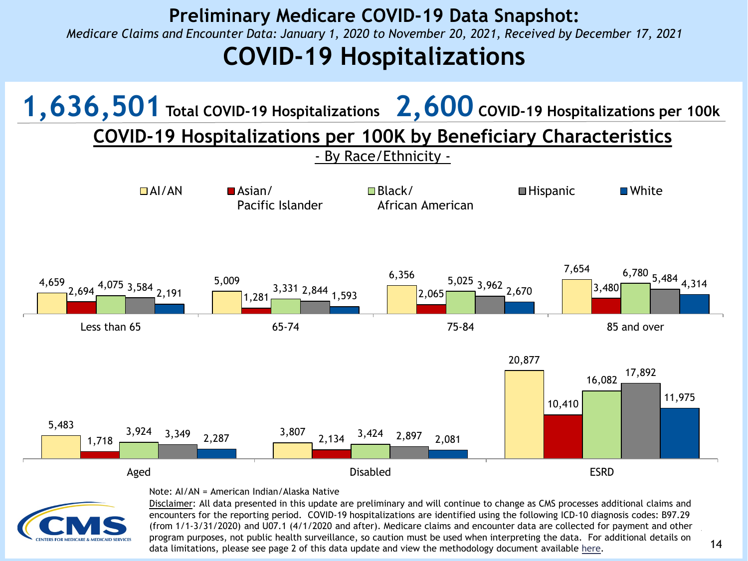# Preliminary Medicare COVID-19 Data Snapshot:

*Medicare Claims and Encounter Data: January 1, 2020 to November 20, 2021, Received by December 17, 2021*

# COVID-19 Hospitalizations

**1,636,501** Total COVID-19 Hospitalizations **2,600** COVID-19 Hospitalizations per 100k

## COVID-19 Hospitalizations per 100K by Beneficiary Characteristics

- By Race/Ethnicity -

| | AI/AN | Asian/ Pacific Islander | Black/ African American | Hispanic | White |
|---|---|---|---|---|---|
| Less than 65 | 4,659 | 2,694 | 4,075 | 3,584 | 2,191 |
| 65-74 | 5,009 | 1,281 | 3,331 | 2,844 | 1,593 |
| 75-84 | 6,356 | 2,065 | 5,025 | 3,962 | 2,670 |
| 85 and over | 7,654 | 3,480 | 6,780 | 5,484 | 4,314 |
| Aged | 5,483 | 1,718 | 3,924 | 3,349 | 2,287 |
| Disabled | 3,807 | 2,134 | 3,424 | 2,897 | 2,081 |
| ESRD | 20,877 | 10,410 | 16,082 | 17,892 | 11,975 |

Note: AI/AN = American Indian/Alaska Native

Disclaimer: All data presented in this update are preliminary and will continue to change as CMS processes additional claims and encounters for the reporting period. COVID-19 hospitalizations are identified using the following ICD-10 diagnosis codes: B97.29 (from 1/1-3/31/2020) and U07.1 (4/1/2020 and after). Medicare claims and encounter data are collected for payment and other program purposes, not public health surveillance, so caution must be used when interpreting the data. For additional details on data limitations, please see page 2 of this data update and view the methodology document available here.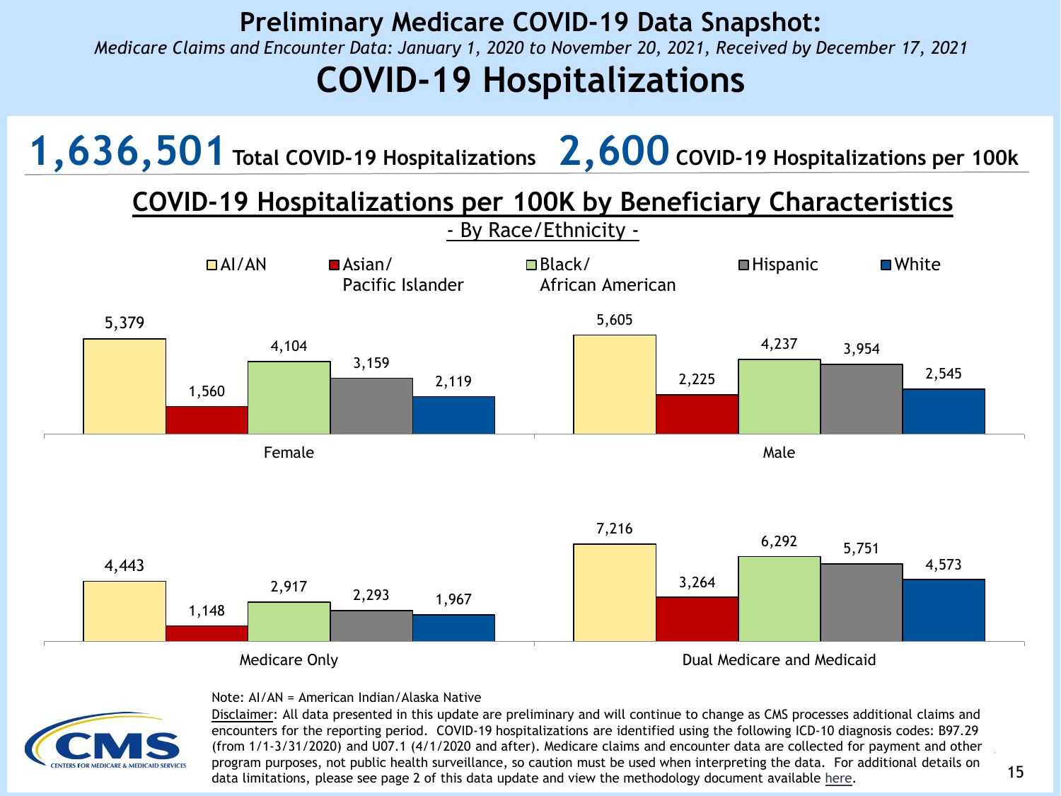# Preliminary Medicare COVID-19 Data Snapshot:

*Medicare Claims and Encounter Data: January 1, 2020 to November 20, 2021, Received by December 17, 2021*

# COVID-19 Hospitalizations

**1,636,501** Total COVID-19 Hospitalizations **2,600** COVID-19 Hospitalizations per 100k

## COVID-19 Hospitalizations per 100K by Beneficiary Characteristics

### - By Race/Ethnicity -

| | AI/AN | Asian/ Pacific Islander | Black/ African American | Hispanic | White |
|---|---|---|---|---|---|
| Female | 5,379 | 1,560 | 4,104 | 3,159 | 2,119 |
| Male | 5,605 | 2,225 | 4,237 | 3,954 | 2,545 |
| Medicare Only | 4,443 | 1,148 | 2,917 | 2,293 | 1,967 |
| Dual Medicare and Medicaid | 7,216 | 3,264 | 6,292 | 5,751 | 4,573 |

Note: AI/AN = American Indian/Alaska Native

Disclaimer: All data presented in this update are preliminary and will continue to change as CMS processes additional claims and encounters for the reporting period. COVID-19 hospitalizations are identified using the following ICD-10 diagnosis codes: B97.29 (from 1/1-3/31/2020) and U07.1 (4/1/2020 and after). Medicare claims and encounter data are collected for payment and other program purposes, not public health surveillance, so caution must be used when interpreting the data. For additional details on data limitations, please see page 2 of this data update and view the methodology document available here.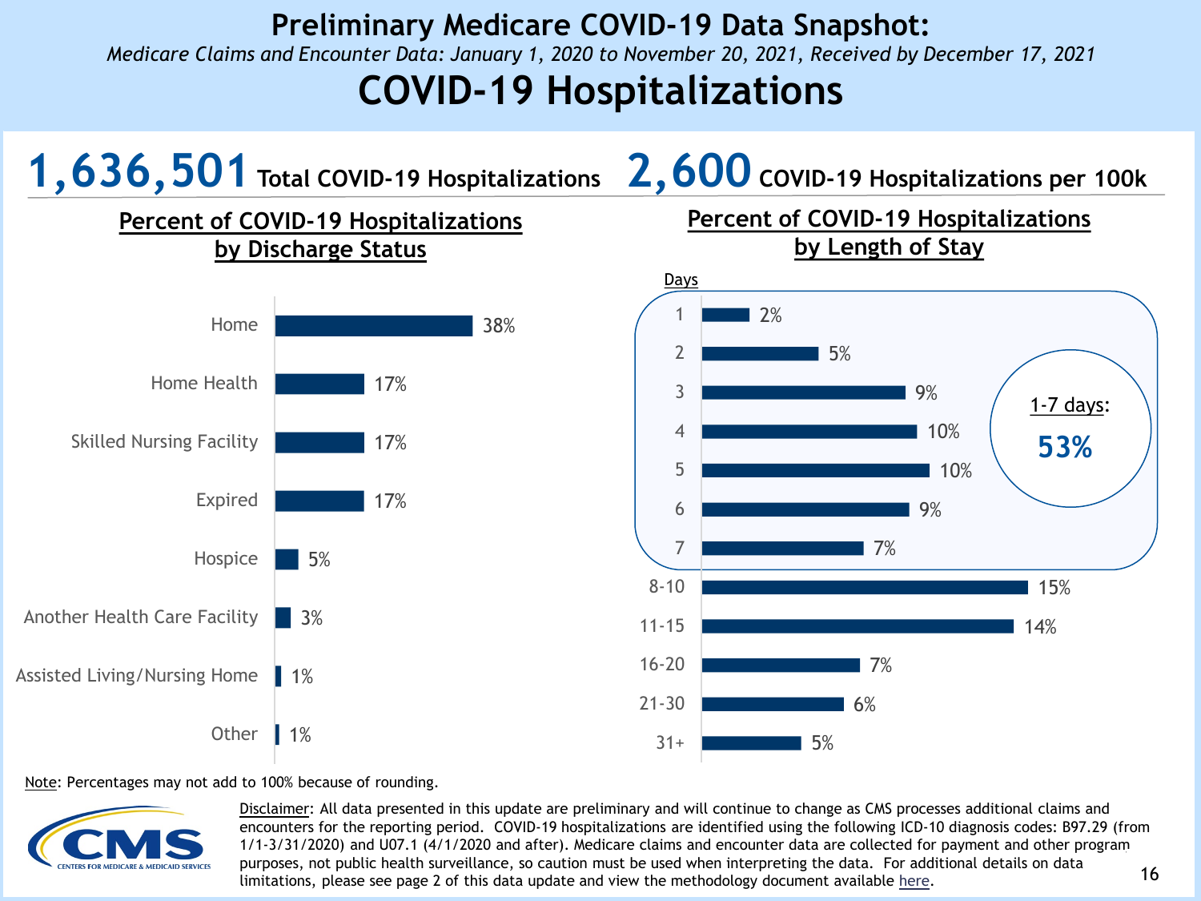# Preliminary Medicare COVID-19 Data Snapshot:

*Medicare Claims and Encounter Data: January 1, 2020 to November 20, 2021, Received by December 17, 2021*

# COVID-19 Hospitalizations

**1,636,501** Total COVID-19 Hospitalizations

**2,600** COVID-19 Hospitalizations per 100k

## Percent of COVID-19 Hospitalizations by Discharge Status

| Discharge Status | Percent |
|---|---|
| Home | 38% |
| Home Health | 17% |
| Skilled Nursing Facility | 17% |
| Expired | 17% |
| Hospice | 5% |
| Another Health Care Facility | 3% |
| Assisted Living/Nursing Home | 1% |
| Other | 1% |

## Percent of COVID-19 Hospitalizations by Length of Stay

| Days | Percent |
|---|---|
| 1 | 2% |
| 2 | 5% |
| 3 | 9% |
| 4 | 10% |
| 5 | 10% |
| 6 | 9% |
| 7 | 7% |
| 8-10 | 15% |
| 11-15 | 14% |
| 16-20 | 7% |
| 21-30 | 6% |
| 31+ | 5% |

1-7 days: **53%**

Note: Percentages may not add to 100% because of rounding.

Disclaimer: All data presented in this update are preliminary and will continue to change as CMS processes additional claims and encounters for the reporting period. COVID-19 hospitalizations are identified using the following ICD-10 diagnosis codes: B97.29 (from 1/1-3/31/2020) and U07.1 (4/1/2020 and after). Medicare claims and encounter data are collected for payment and other program purposes, not public health surveillance, so caution must be used when interpreting the data. For additional details on data limitations, please see page 2 of this data update and view the methodology document available here.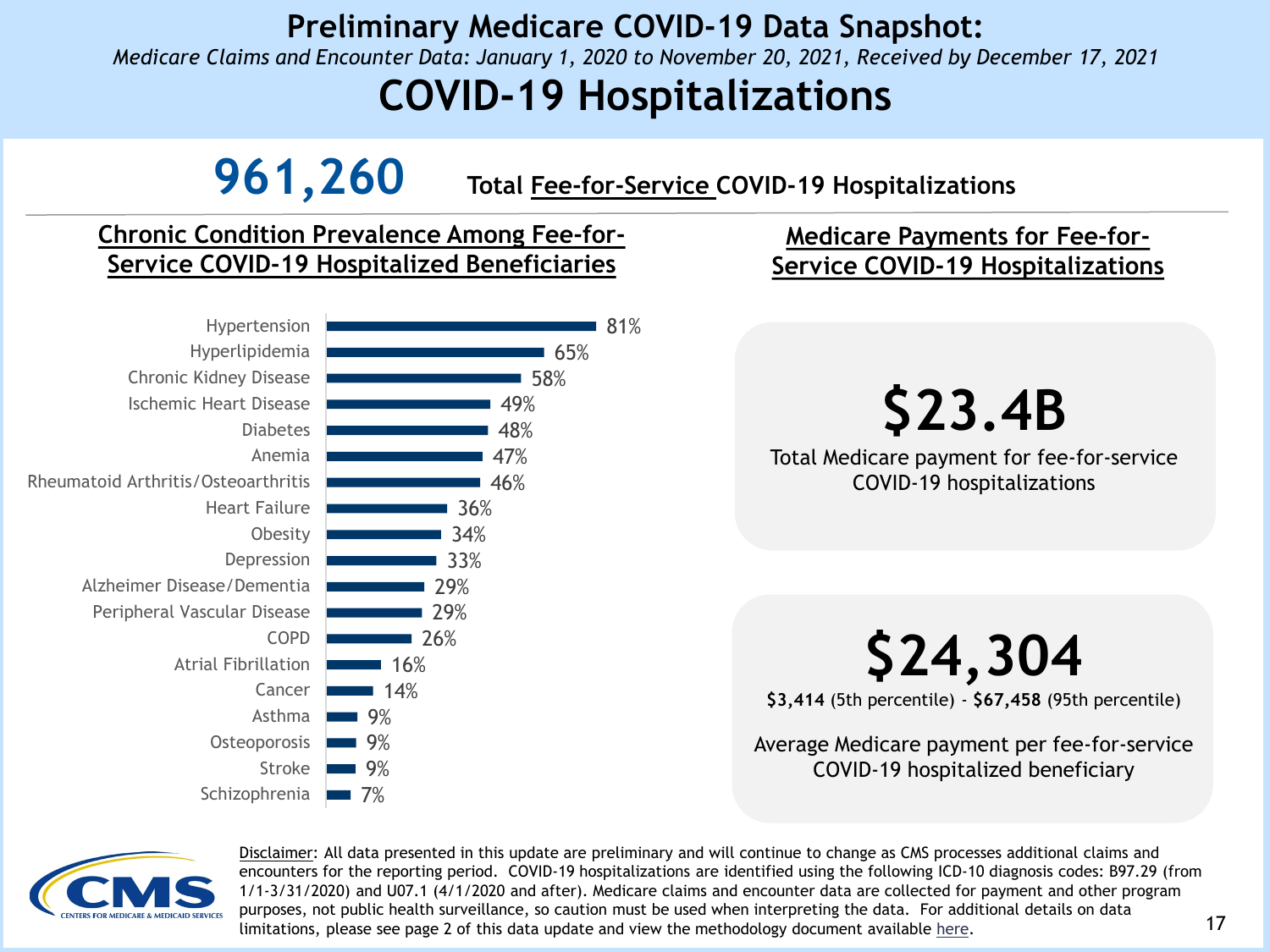# Preliminary Medicare COVID-19 Data Snapshot:

*Medicare Claims and Encounter Data: January 1, 2020 to November 20, 2021, Received by December 17, 2021*

# COVID-19 Hospitalizations

**961,260** Total Fee-for-Service COVID-19 Hospitalizations

## Chronic Condition Prevalence Among Fee-for-Service COVID-19 Hospitalized Beneficiaries

Hypertension 81%
Hyperlipidemia 65%
Chronic Kidney Disease 58%
Ischemic Heart Disease 49%
Diabetes 48%
Anemia 47%
Rheumatoid Arthritis/Osteoarthritis 46%
Heart Failure 36%
Obesity 34%
Depression 33%
Alzheimer Disease/Dementia 29%
Peripheral Vascular Disease 29%
COPD 26%
Atrial Fibrillation 16%
Cancer 14%
Asthma 9%
Osteoporosis 9%
Stroke 9%
Schizophrenia 7%

## Medicare Payments for Fee-for-Service COVID-19 Hospitalizations

**$23.4B**

Total Medicare payment for fee-for-service COVID-19 hospitalizations

**$24,304**

**$3,414** (5th percentile) - **$67,458** (95th percentile)

Average Medicare payment per fee-for-service COVID-19 hospitalized beneficiary

Disclaimer: All data presented in this update are preliminary and will continue to change as CMS processes additional claims and encounters for the reporting period. COVID-19 hospitalizations are identified using the following ICD-10 diagnosis codes: B97.29 (from 1/1-3/31/2020) and U07.1 (4/1/2020 and after). Medicare claims and encounter data are collected for payment and other program purposes, not public health surveillance, so caution must be used when interpreting the data. For additional details on data limitations, please see page 2 of this data update and view the methodology document available here.